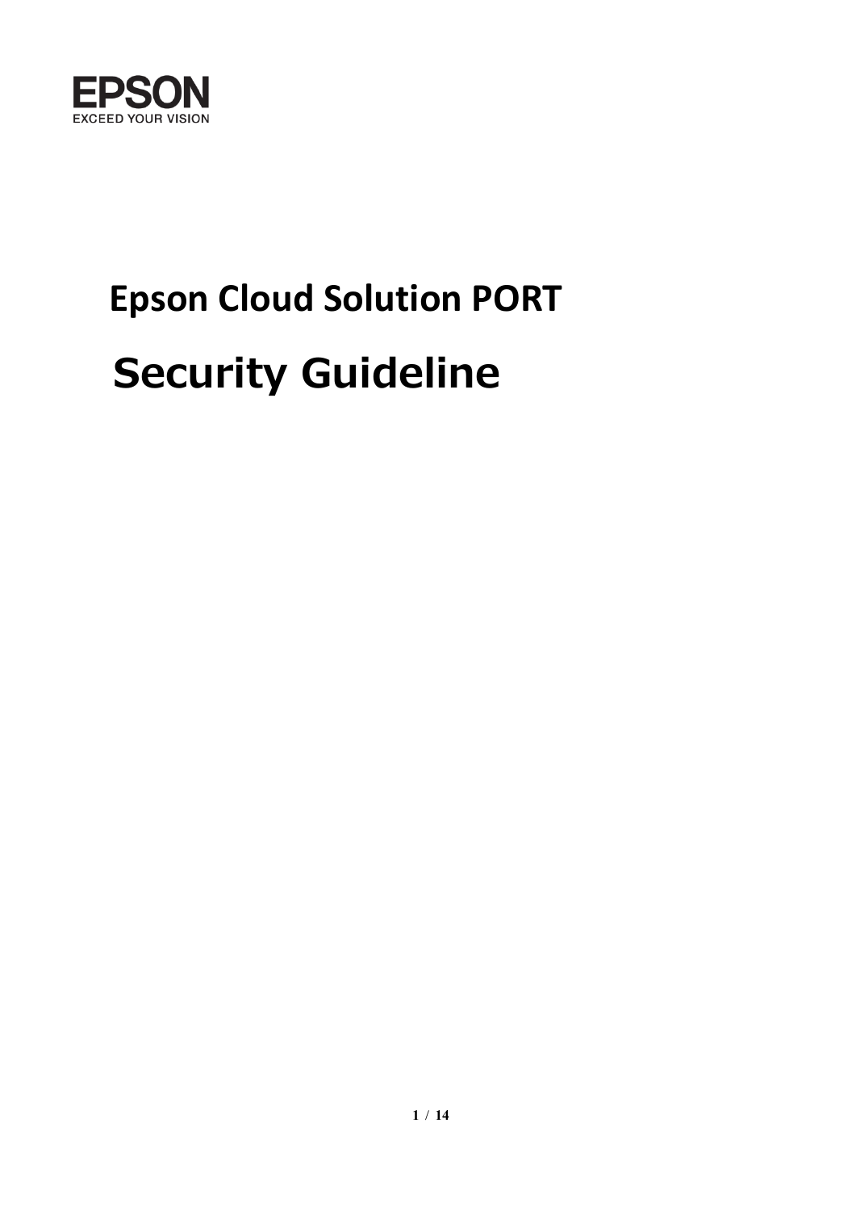EPSON

EXCEED YOUR VISION

# Epson Cloud Solution PORT

# Security Guideline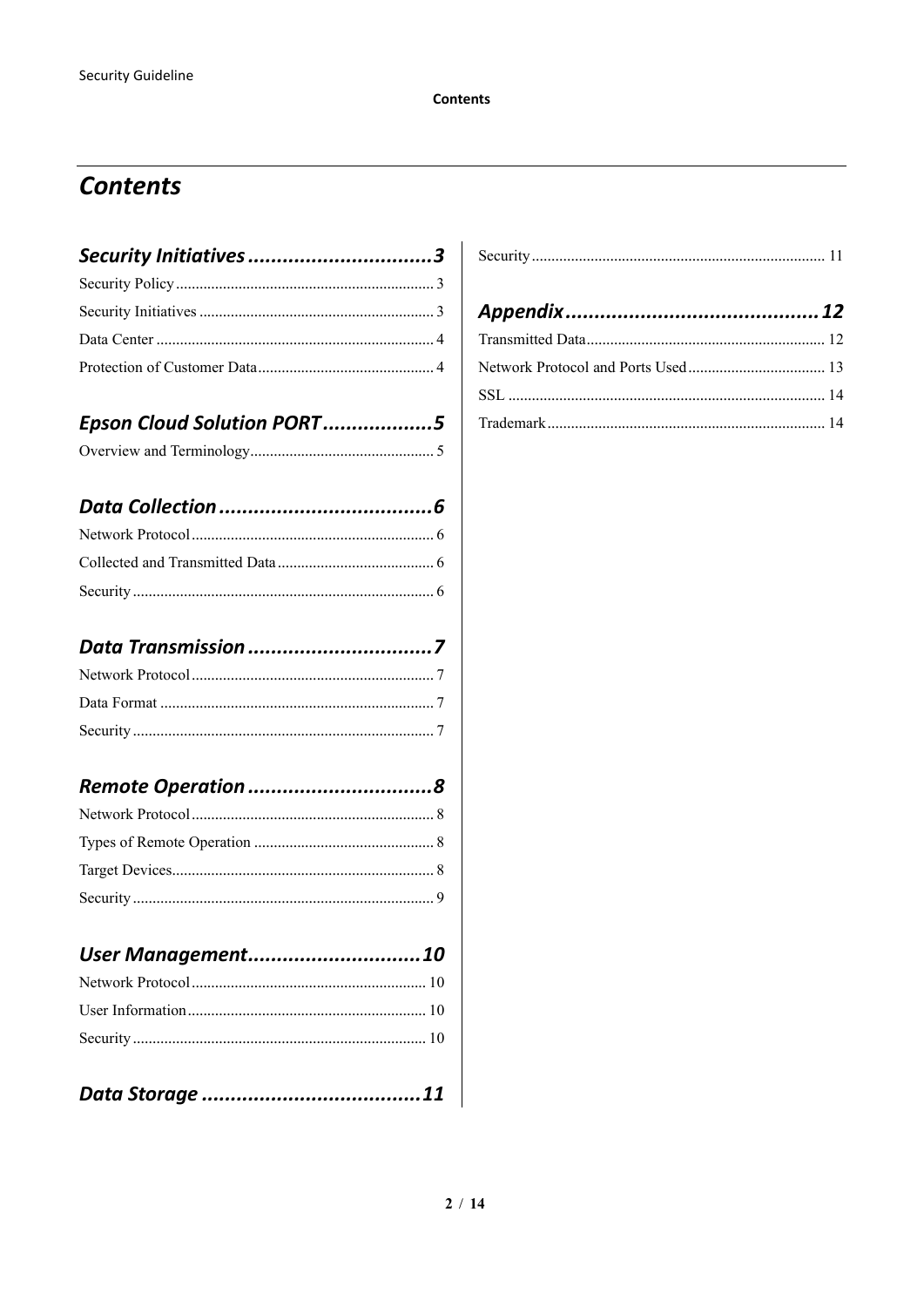# Contents

## Security Initiatives ................................3

Security Policy .................................................................. 3

Security Initiatives ............................................................ 3

Data Center ....................................................................... 4

Protection of Customer Data............................................. 4

## Epson Cloud Solution PORT ...................5

Overview and Terminology............................................... 5

## Data Collection .....................................6

Network Protocol .............................................................. 6

Collected and Transmitted Data ........................................ 6

Security ............................................................................. 6

## Data Transmission ................................7

Network Protocol .............................................................. 7

Data Format ...................................................................... 7

Security ............................................................................. 7

## Remote Operation ................................8

Network Protocol .............................................................. 8

Types of Remote Operation .............................................. 8

Target Devices................................................................... 8

Security ............................................................................. 9

## User Management..............................10

Network Protocol ............................................................ 10

User Information............................................................. 10

Security ........................................................................... 10

## Data Storage ......................................11

Security ........................................................................... 11

## Appendix ............................................12

Transmitted Data............................................................. 12

Network Protocol and Ports Used................................... 13

SSL ................................................................................. 14

Trademark....................................................................... 14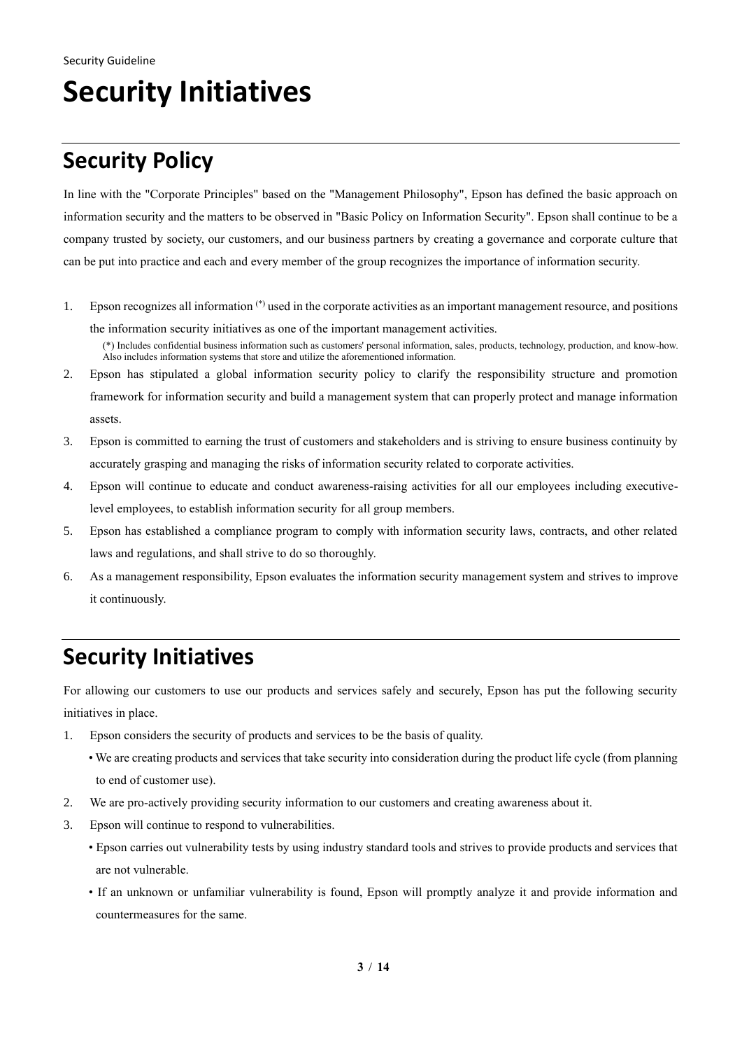# Security Initiatives

## Security Policy

In line with the "Corporate Principles" based on the "Management Philosophy", Epson has defined the basic approach on information security and the matters to be observed in "Basic Policy on Information Security". Epson shall continue to be a company trusted by society, our customers, and our business partners by creating a governance and corporate culture that can be put into practice and each and every member of the group recognizes the importance of information security.

1. Epson recognizes all information [(*)] used in the corporate activities as an important management resource, and positions the information security initiatives as one of the important management activities.

   (*) Includes confidential business information such as customers' personal information, sales, products, technology, production, and know-how. Also includes information systems that store and utilize the aforementioned information.
2. Epson has stipulated a global information security policy to clarify the responsibility structure and promotion framework for information security and build a management system that can properly protect and manage information assets.
3. Epson is committed to earning the trust of customers and stakeholders and is striving to ensure business continuity by accurately grasping and managing the risks of information security related to corporate activities.
4. Epson will continue to educate and conduct awareness-raising activities for all our employees including executive-level employees, to establish information security for all group members.
5. Epson has established a compliance program to comply with information security laws, contracts, and other related laws and regulations, and shall strive to do so thoroughly.
6. As a management responsibility, Epson evaluates the information security management system and strives to improve it continuously.

## Security Initiatives

For allowing our customers to use our products and services safely and securely, Epson has put the following security initiatives in place.

1. Epson considers the security of products and services to be the basis of quality.
   - We are creating products and services that take security into consideration during the product life cycle (from planning to end of customer use).
2. We are pro-actively providing security information to our customers and creating awareness about it.
3. Epson will continue to respond to vulnerabilities.
   - Epson carries out vulnerability tests by using industry standard tools and strives to provide products and services that are not vulnerable.
   - If an unknown or unfamiliar vulnerability is found, Epson will promptly analyze it and provide information and countermeasures for the same.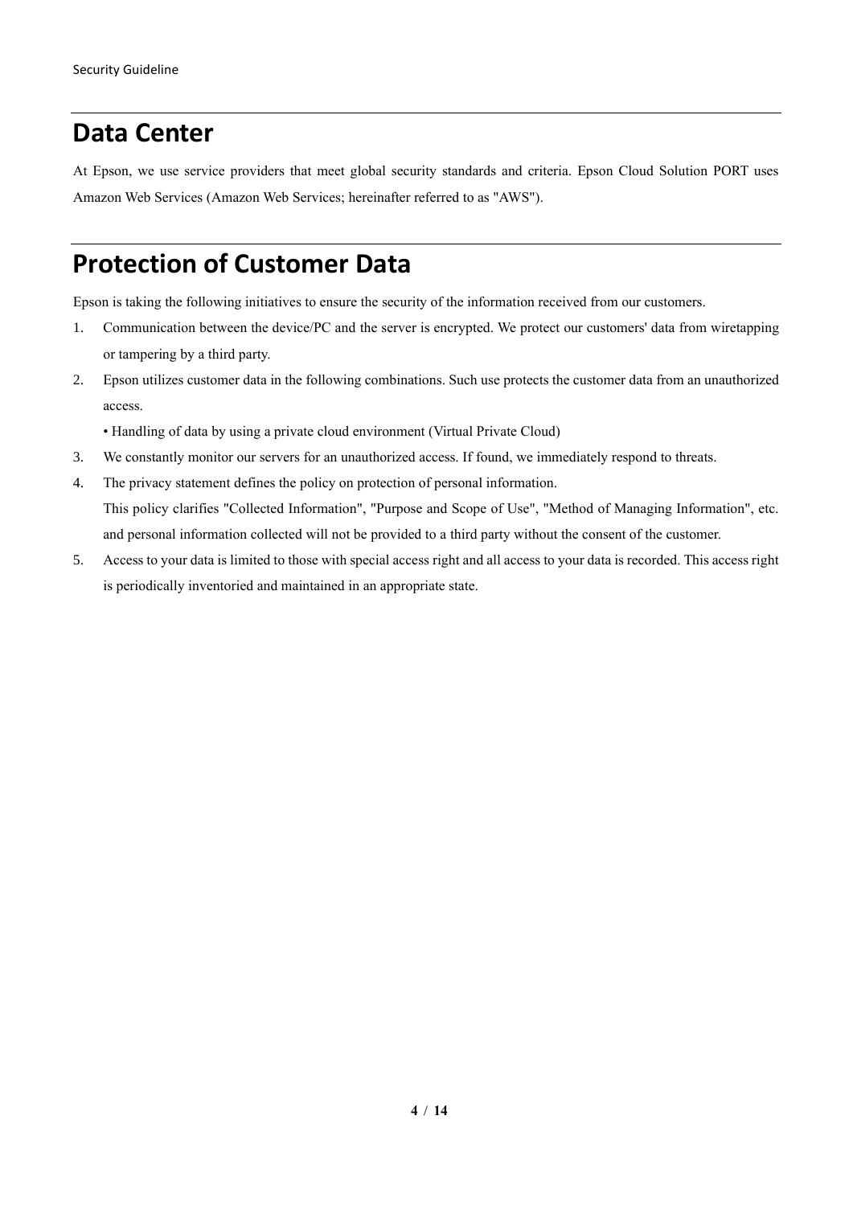## Data Center

At Epson, we use service providers that meet global security standards and criteria. Epson Cloud Solution PORT uses Amazon Web Services (Amazon Web Services; hereinafter referred to as "AWS").

## Protection of Customer Data

Epson is taking the following initiatives to ensure the security of the information received from our customers.

1. Communication between the device/PC and the server is encrypted. We protect our customers' data from wiretapping or tampering by a third party.
2. Epson utilizes customer data in the following combinations. Such use protects the customer data from an unauthorized access.
   • Handling of data by using a private cloud environment (Virtual Private Cloud)
3. We constantly monitor our servers for an unauthorized access. If found, we immediately respond to threats.
4. The privacy statement defines the policy on protection of personal information.
   This policy clarifies "Collected Information", "Purpose and Scope of Use", "Method of Managing Information", etc. and personal information collected will not be provided to a third party without the consent of the customer.
5. Access to your data is limited to those with special access right and all access to your data is recorded. This access right is periodically inventoried and maintained in an appropriate state.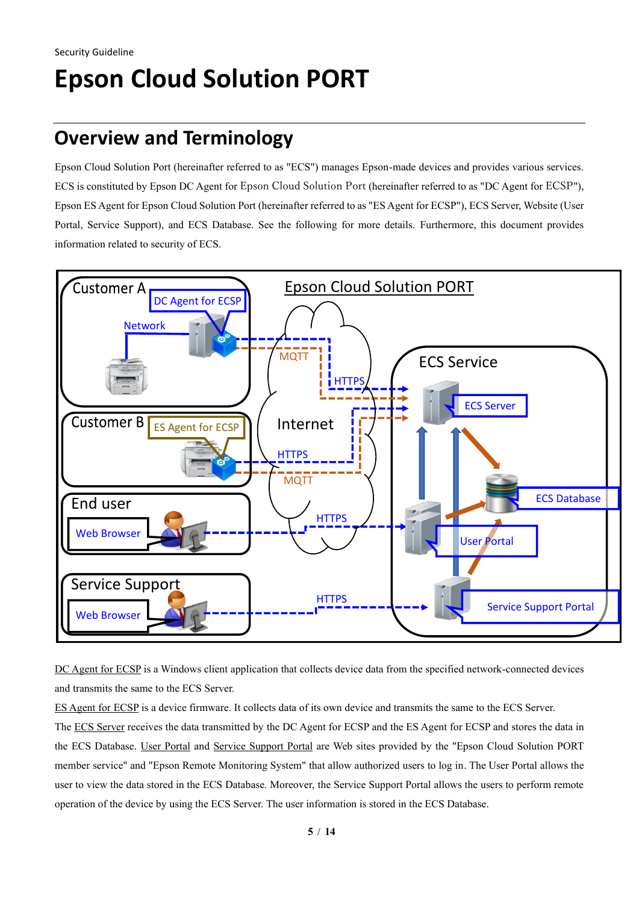Security Guideline

# Epson Cloud Solution PORT

## Overview and Terminology

Epson Cloud Solution Port (hereinafter referred to as "ECS") manages Epson-made devices and provides various services. ECS is constituted by Epson DC Agent for Epson Cloud Solution Port (hereinafter referred to as "DC Agent for ECSP"), Epson ES Agent for Epson Cloud Solution Port (hereinafter referred to as "ES Agent for ECSP"), ECS Server, Website (User Portal, Service Support), and ECS Database. See the following for more details. Furthermore, this document provides information related to security of ECS.

DC Agent for ECSP is a Windows client application that collects device data from the specified network-connected devices and transmits the same to the ECS Server.

ES Agent for ECSP is a device firmware. It collects data of its own device and transmits the same to the ECS Server.

The ECS Server receives the data transmitted by the DC Agent for ECSP and the ES Agent for ECSP and stores the data in the ECS Database. User Portal and Service Support Portal are Web sites provided by the "Epson Cloud Solution PORT member service" and "Epson Remote Monitoring System" that allow authorized users to log in. The User Portal allows the user to view the data stored in the ECS Database. Moreover, the Service Support Portal allows the users to perform remote operation of the device by using the ECS Server. The user information is stored in the ECS Database.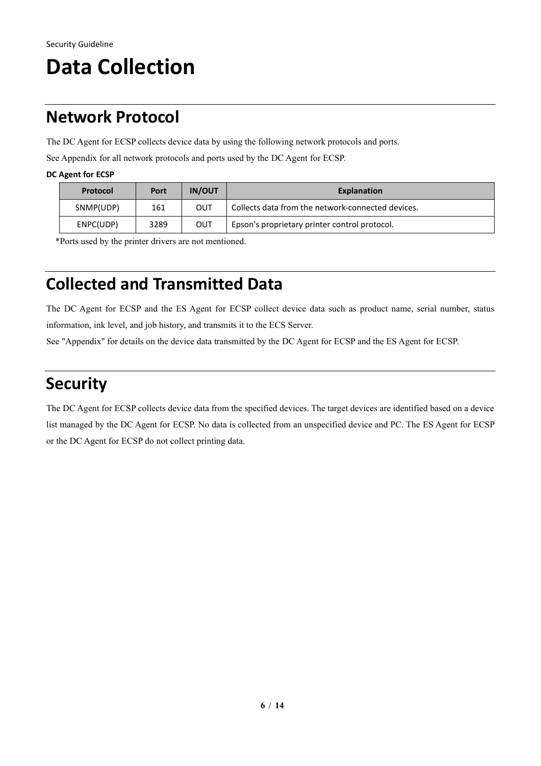# Data Collection

## Network Protocol

The DC Agent for ECSP collects device data by using the following network protocols and ports.

See Appendix for all network protocols and ports used by the DC Agent for ECSP.

**DC Agent for ECSP**

| Protocol | Port | IN/OUT | Explanation |
|---|---|---|---|
| SNMP(UDP) | 161 | OUT | Collects data from the network-connected devices. |
| ENPC(UDP) | 3289 | OUT | Epson's proprietary printer control protocol. |

*Ports used by the printer drivers are not mentioned.

## Collected and Transmitted Data

The DC Agent for ECSP and the ES Agent for ECSP collect device data such as product name, serial number, status information, ink level, and job history, and transmits it to the ECS Server.

See "Appendix" for details on the device data transmitted by the DC Agent for ECSP and the ES Agent for ECSP.

## Security

The DC Agent for ECSP collects device data from the specified devices. The target devices are identified based on a device list managed by the DC Agent for ECSP. No data is collected from an unspecified device and PC. The ES Agent for ECSP or the DC Agent for ECSP do not collect printing data.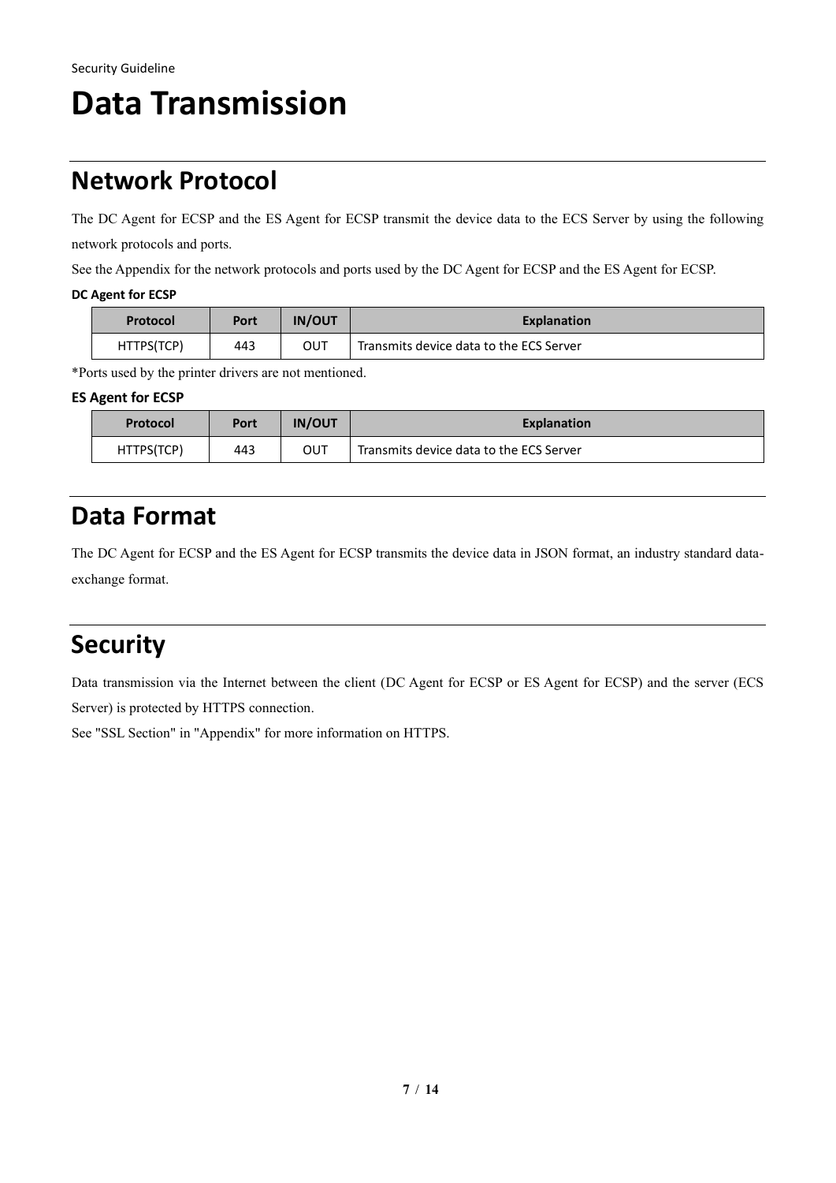# Data Transmission

## Network Protocol

The DC Agent for ECSP and the ES Agent for ECSP transmit the device data to the ECS Server by using the following network protocols and ports.

See the Appendix for the network protocols and ports used by the DC Agent for ECSP and the ES Agent for ECSP.

**DC Agent for ECSP**

| Protocol | Port | IN/OUT | Explanation |
|---|---|---|---|
| HTTPS(TCP) | 443 | OUT | Transmits device data to the ECS Server |

*Ports used by the printer drivers are not mentioned.

**ES Agent for ECSP**

| Protocol | Port | IN/OUT | Explanation |
|---|---|---|---|
| HTTPS(TCP) | 443 | OUT | Transmits device data to the ECS Server |

## Data Format

The DC Agent for ECSP and the ES Agent for ECSP transmits the device data in JSON format, an industry standard data-exchange format.

## Security

Data transmission via the Internet between the client (DC Agent for ECSP or ES Agent for ECSP) and the server (ECS Server) is protected by HTTPS connection.

See "SSL Section" in "Appendix" for more information on HTTPS.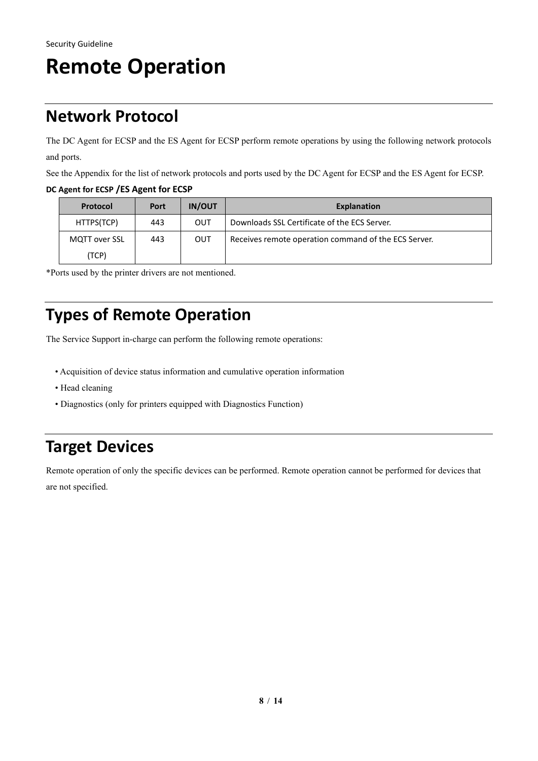# Remote Operation

## Network Protocol

The DC Agent for ECSP and the ES Agent for ECSP perform remote operations by using the following network protocols and ports.

See the Appendix for the list of network protocols and ports used by the DC Agent for ECSP and the ES Agent for ECSP.

**DC Agent for ECSP /ES Agent for ECSP**

| Protocol | Port | IN/OUT | Explanation |
|---|---|---|---|
| HTTPS(TCP) | 443 | OUT | Downloads SSL Certificate of the ECS Server. |
| MQTT over SSL (TCP) | 443 | OUT | Receives remote operation command of the ECS Server. |

*Ports used by the printer drivers are not mentioned.

## Types of Remote Operation

The Service Support in-charge can perform the following remote operations:

- Acquisition of device status information and cumulative operation information
- Head cleaning
- Diagnostics (only for printers equipped with Diagnostics Function)

## Target Devices

Remote operation of only the specific devices can be performed. Remote operation cannot be performed for devices that are not specified.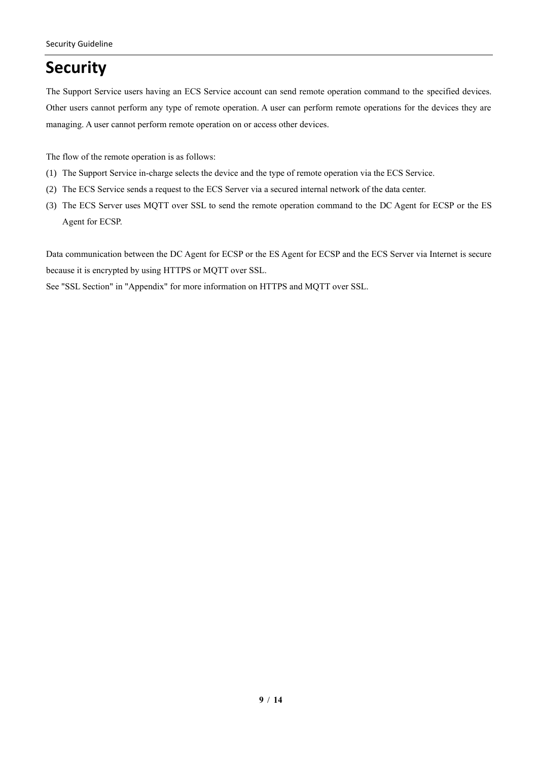# Security

The Support Service users having an ECS Service account can send remote operation command to the specified devices. Other users cannot perform any type of remote operation. A user can perform remote operations for the devices they are managing. A user cannot perform remote operation on or access other devices.

The flow of the remote operation is as follows:

(1) The Support Service in-charge selects the device and the type of remote operation via the ECS Service.
(2) The ECS Service sends a request to the ECS Server via a secured internal network of the data center.
(3) The ECS Server uses MQTT over SSL to send the remote operation command to the DC Agent for ECSP or the ES Agent for ECSP.

Data communication between the DC Agent for ECSP or the ES Agent for ECSP and the ECS Server via Internet is secure because it is encrypted by using HTTPS or MQTT over SSL.
See "SSL Section" in "Appendix" for more information on HTTPS and MQTT over SSL.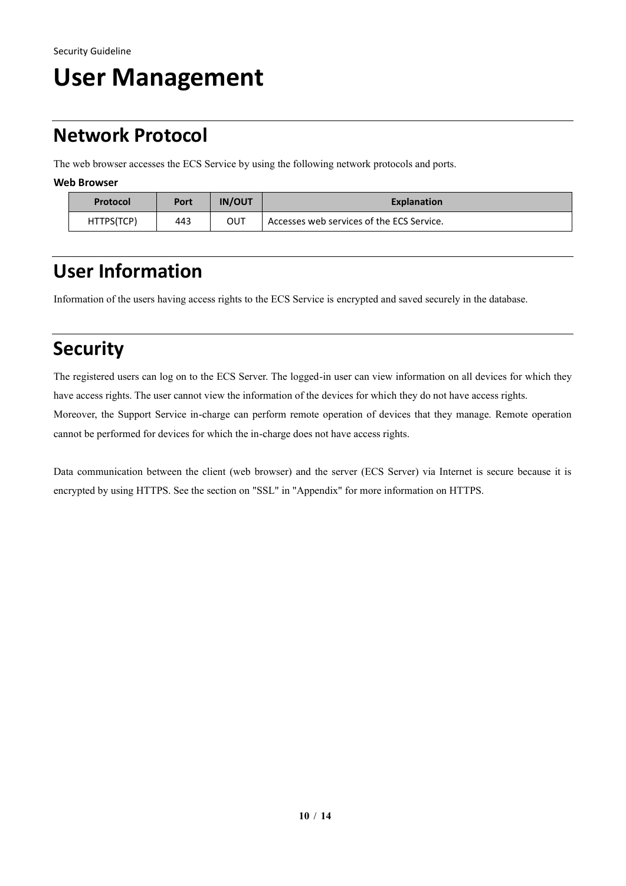# User Management

## Network Protocol

The web browser accesses the ECS Service by using the following network protocols and ports.

**Web Browser**

| Protocol | Port | IN/OUT | Explanation |
|---|---|---|---|
| HTTPS(TCP) | 443 | OUT | Accesses web services of the ECS Service. |

## User Information

Information of the users having access rights to the ECS Service is encrypted and saved securely in the database.

## Security

The registered users can log on to the ECS Server. The logged-in user can view information on all devices for which they have access rights. The user cannot view the information of the devices for which they do not have access rights.
Moreover, the Support Service in-charge can perform remote operation of devices that they manage. Remote operation cannot be performed for devices for which the in-charge does not have access rights.

Data communication between the client (web browser) and the server (ECS Server) via Internet is secure because it is encrypted by using HTTPS. See the section on "SSL" in "Appendix" for more information on HTTPS.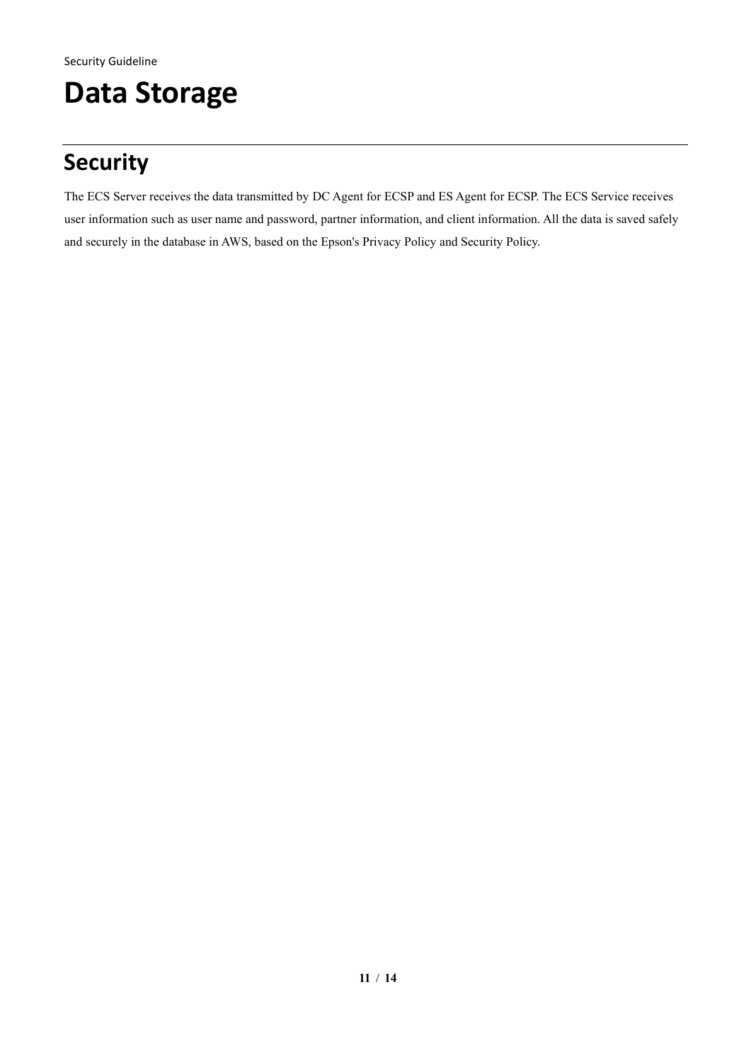# Data Storage

## Security

The ECS Server receives the data transmitted by DC Agent for ECSP and ES Agent for ECSP. The ECS Service receives user information such as user name and password, partner information, and client information. All the data is saved safely and securely in the database in AWS, based on the Epson's Privacy Policy and Security Policy.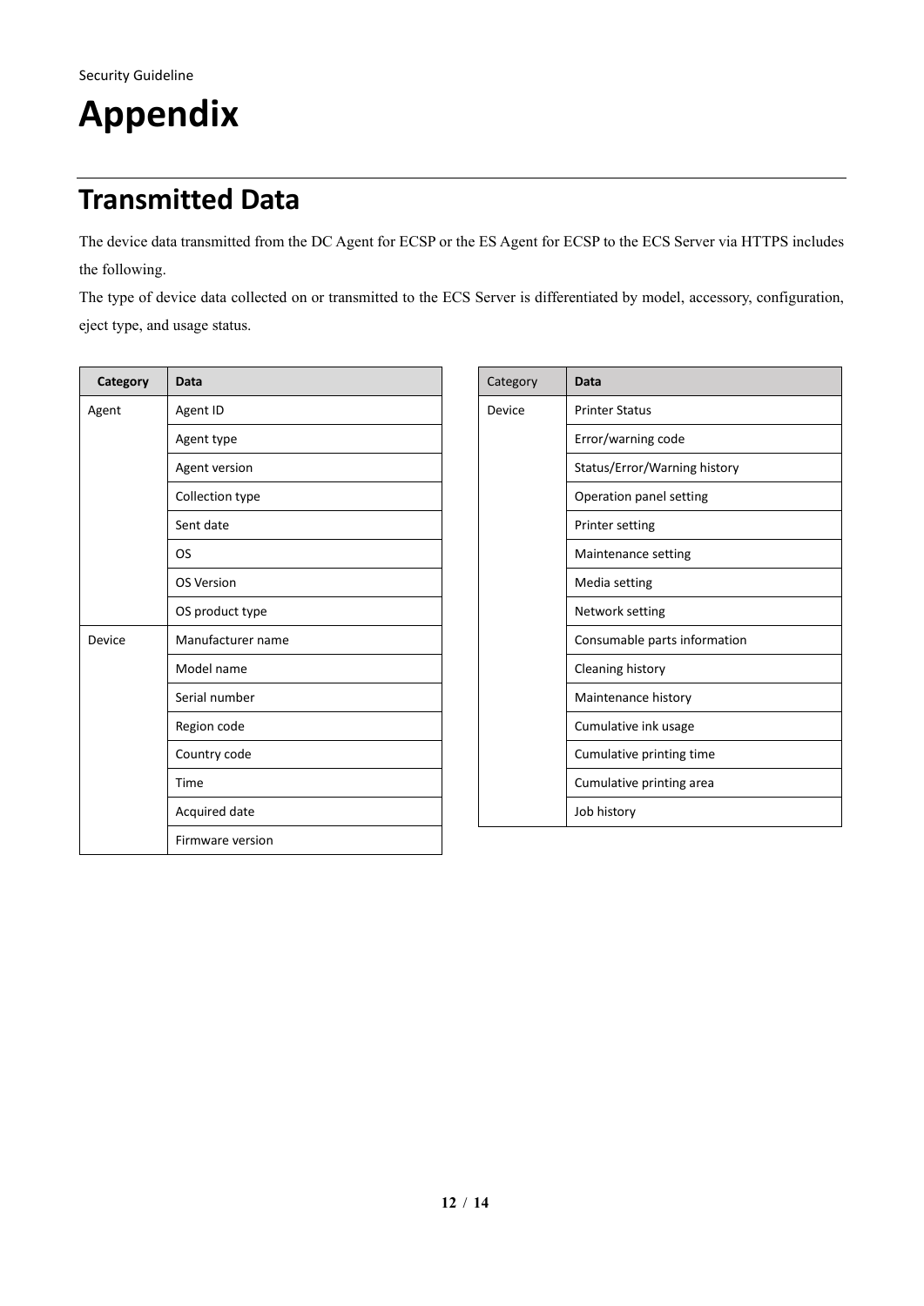# Appendix

## Transmitted Data

The device data transmitted from the DC Agent for ECSP or the ES Agent for ECSP to the ECS Server via HTTPS includes the following.

The type of device data collected on or transmitted to the ECS Server is differentiated by model, accessory, configuration, eject type, and usage status.

| Category | Data |
| --- | --- |
| Agent | Agent ID |
| | Agent type |
| | Agent version |
| | Collection type |
| | Sent date |
| | OS |
| | OS Version |
| | OS product type |
| Device | Manufacturer name |
| | Model name |
| | Serial number |
| | Region code |
| | Country code |
| | Time |
| | Acquired date |
| | Firmware version |

| Category | Data |
| --- | --- |
| Device | Printer Status |
| | Error/warning code |
| | Status/Error/Warning history |
| | Operation panel setting |
| | Printer setting |
| | Maintenance setting |
| | Media setting |
| | Network setting |
| | Consumable parts information |
| | Cleaning history |
| | Maintenance history |
| | Cumulative ink usage |
| | Cumulative printing time |
| | Cumulative printing area |
| | Job history |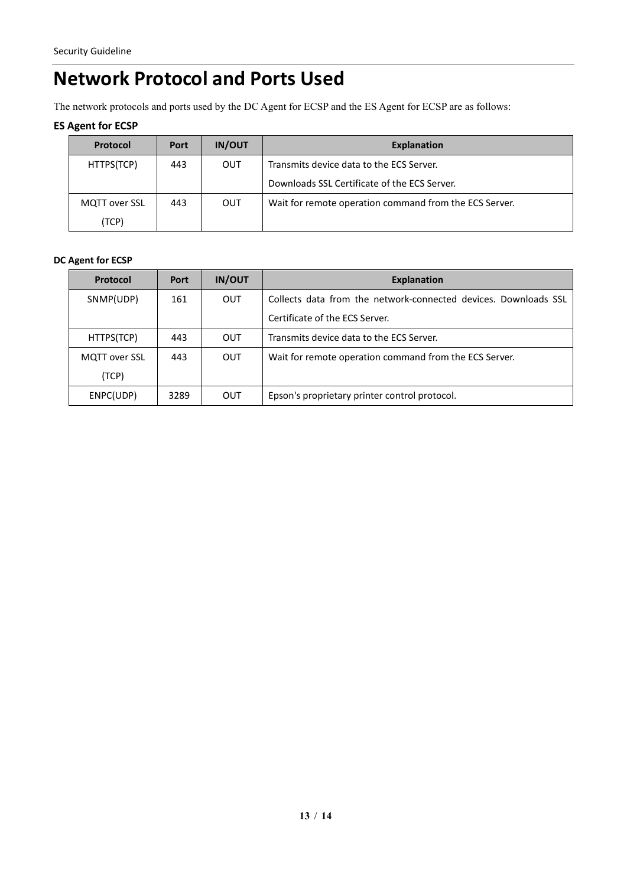# Network Protocol and Ports Used

The network protocols and ports used by the DC Agent for ECSP and the ES Agent for ECSP are as follows:

### ES Agent for ECSP

| Protocol | Port | IN/OUT | Explanation |
|---|---|---|---|
| HTTPS(TCP) | 443 | OUT | Transmits device data to the ECS Server.<br>Downloads SSL Certificate of the ECS Server. |
| MQTT over SSL (TCP) | 443 | OUT | Wait for remote operation command from the ECS Server. |

### DC Agent for ECSP

| Protocol | Port | IN/OUT | Explanation |
|---|---|---|---|
| SNMP(UDP) | 161 | OUT | Collects data from the network-connected devices. Downloads SSL Certificate of the ECS Server. |
| HTTPS(TCP) | 443 | OUT | Transmits device data to the ECS Server. |
| MQTT over SSL (TCP) | 443 | OUT | Wait for remote operation command from the ECS Server. |
| ENPC(UDP) | 3289 | OUT | Epson's proprietary printer control protocol. |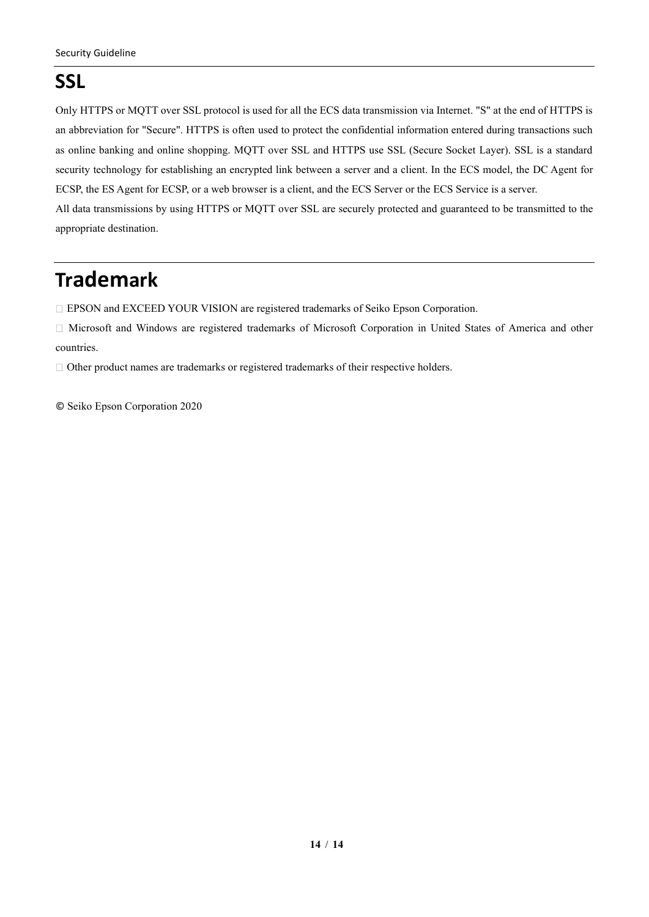# SSL

Only HTTPS or MQTT over SSL protocol is used for all the ECS data transmission via Internet. "S" at the end of HTTPS is an abbreviation for "Secure". HTTPS is often used to protect the confidential information entered during transactions such as online banking and online shopping. MQTT over SSL and HTTPS use SSL (Secure Socket Layer). SSL is a standard security technology for establishing an encrypted link between a server and a client. In the ECS model, the DC Agent for ECSP, the ES Agent for ECSP, or a web browser is a client, and the ECS Server or the ECS Service is a server.

All data transmissions by using HTTPS or MQTT over SSL are securely protected and guaranteed to be transmitted to the appropriate destination.

# Trademark

- EPSON and EXCEED YOUR VISION are registered trademarks of Seiko Epson Corporation.
- Microsoft and Windows are registered trademarks of Microsoft Corporation in United States of America and other countries.
- Other product names are trademarks or registered trademarks of their respective holders.

© Seiko Epson Corporation 2020